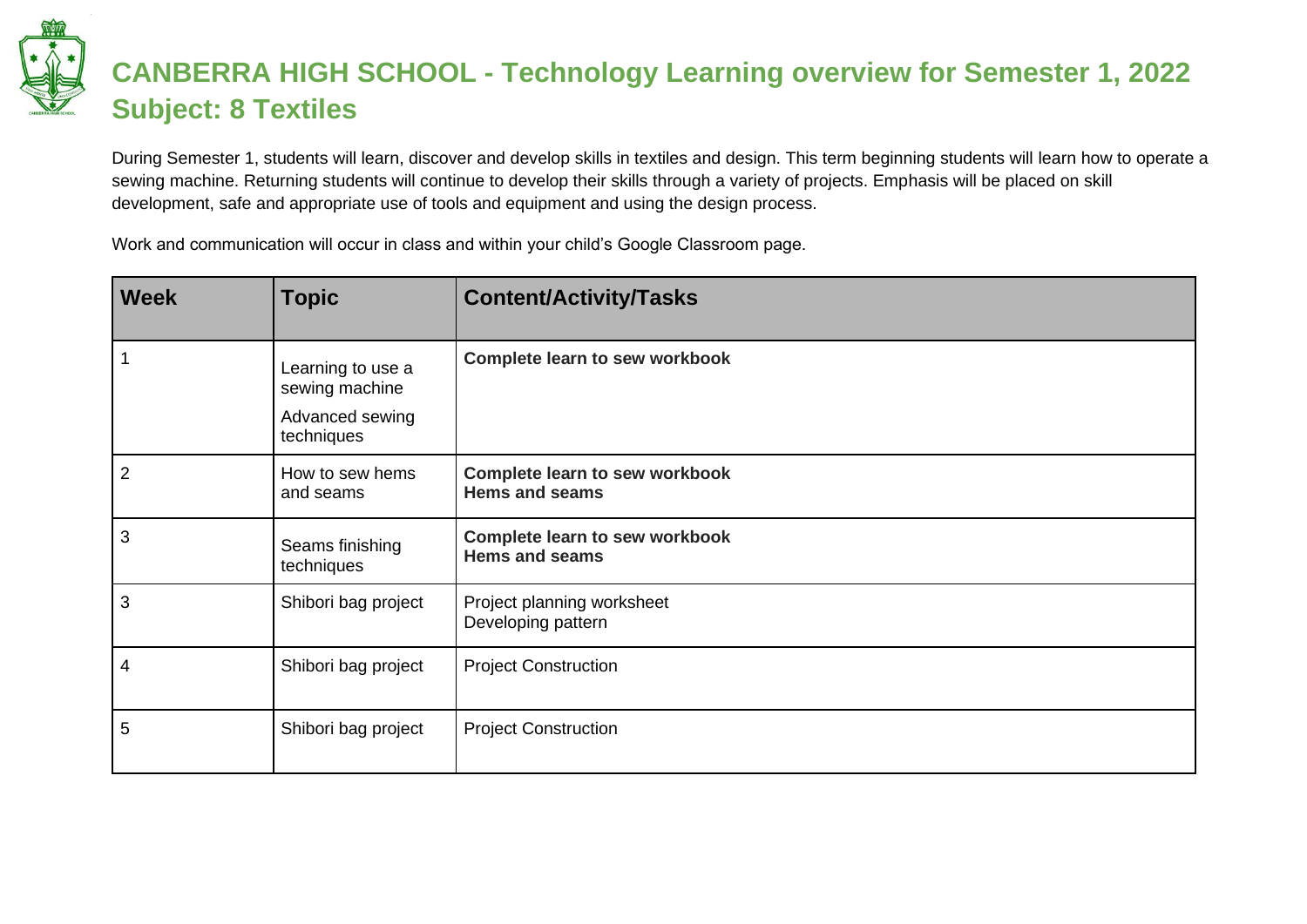# CANBERRA HIGH SCHOOL - Technology Learning overview for Semester 1, 2022
## Subject: 8 Textiles

During Semester 1, students will learn, discover and develop skills in textiles and design. This term beginning students will learn how to operate a sewing machine. Returning students will continue to develop their skills through a variety of projects. Emphasis will be placed on skill development, safe and appropriate use of tools and equipment and using the design process.

Work and communication will occur in class and within your child's Google Classroom page.

| Week | Topic | Content/Activity/Tasks |
|---|---|---|
| 1 | Learning to use a sewing machine<br><br>Advanced sewing techniques | **Complete learn to sew workbook** |
| 2 | How to sew hems and seams | **Complete learn to sew workbook**<br>**Hems and seams** |
| 3 | Seams finishing techniques | **Complete learn to sew workbook**<br>**Hems and seams** |
| 3 | Shibori bag project | Project planning worksheet<br>Developing pattern |
| 4 | Shibori bag project | Project Construction |
| 5 | Shibori bag project | Project Construction |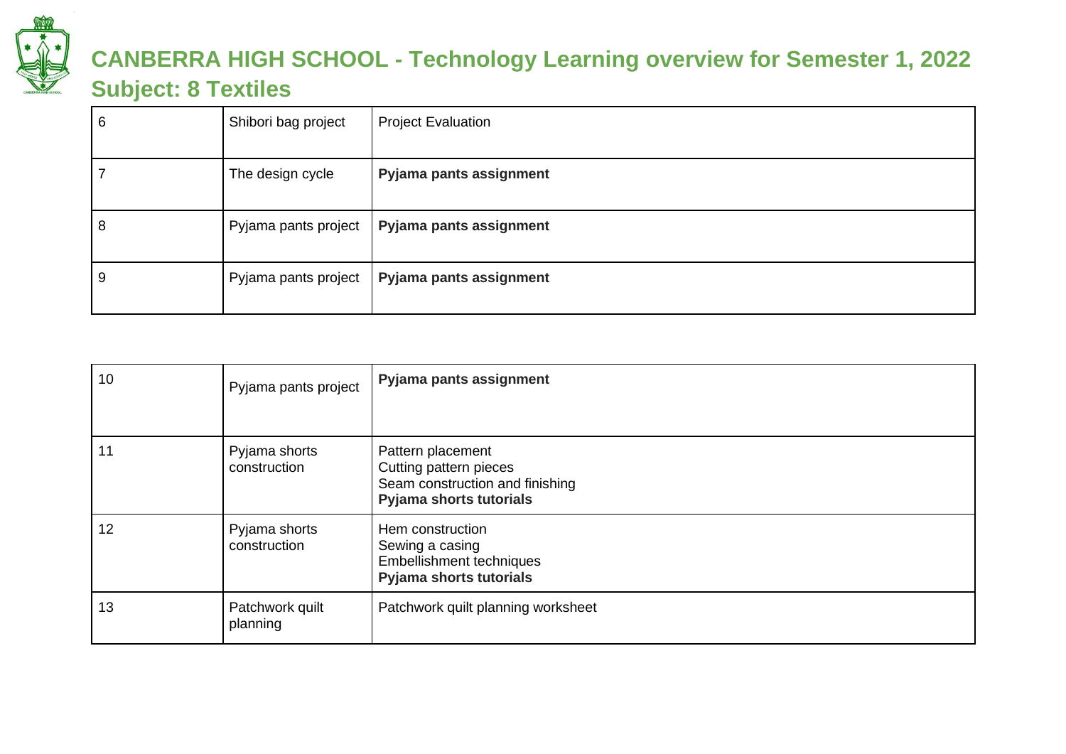# CANBERRA HIGH SCHOOL - Technology Learning overview for Semester 1, 2022

## Subject: 8 Textiles

| | | |
|---|---|---|
| 6 | Shibori bag project | Project Evaluation |
| 7 | The design cycle | **Pyjama pants assignment** |
| 8 | Pyjama pants project | **Pyjama pants assignment** |
| 9 | Pyjama pants project | **Pyjama pants assignment** |

| | | |
|---|---|---|
| 10 | Pyjama pants project | **Pyjama pants assignment** |
| 11 | Pyjama shorts construction | Pattern placement<br>Cutting pattern pieces<br>Seam construction and finishing<br>**Pyjama shorts tutorials** |
| 12 | Pyjama shorts construction | Hem construction<br>Sewing a casing<br>Embellishment techniques<br>**Pyjama shorts tutorials** |
| 13 | Patchwork quilt planning | Patchwork quilt planning worksheet |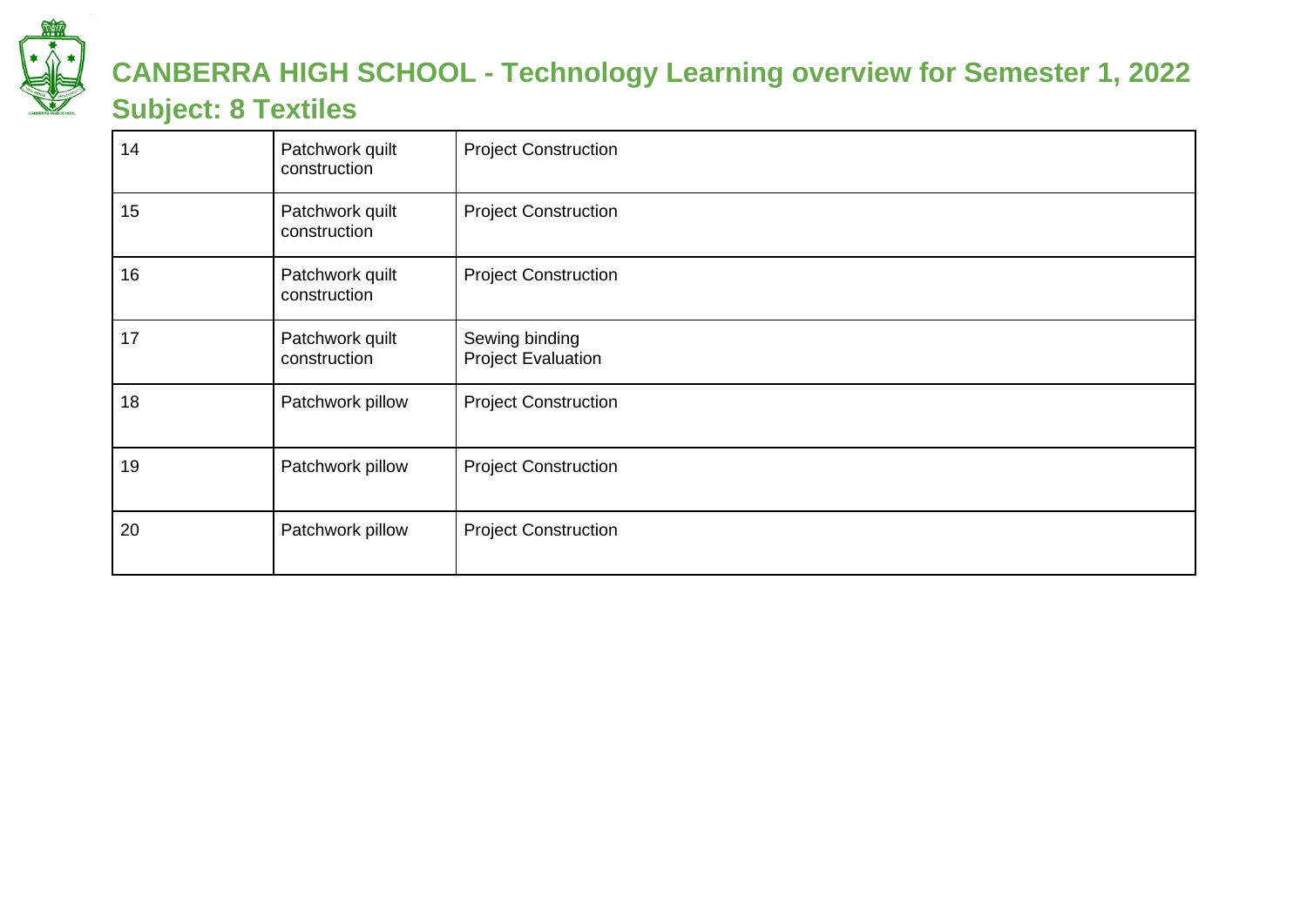# CANBERRA HIGH SCHOOL - Technology Learning overview for Semester 1, 2022

## Subject: 8 Textiles

| | | |
|---|---|---|
| 14 | Patchwork quilt construction | Project Construction |
| 15 | Patchwork quilt construction | Project Construction |
| 16 | Patchwork quilt construction | Project Construction |
| 17 | Patchwork quilt construction | Sewing binding<br>Project Evaluation |
| 18 | Patchwork pillow | Project Construction |
| 19 | Patchwork pillow | Project Construction |
| 20 | Patchwork pillow | Project Construction |